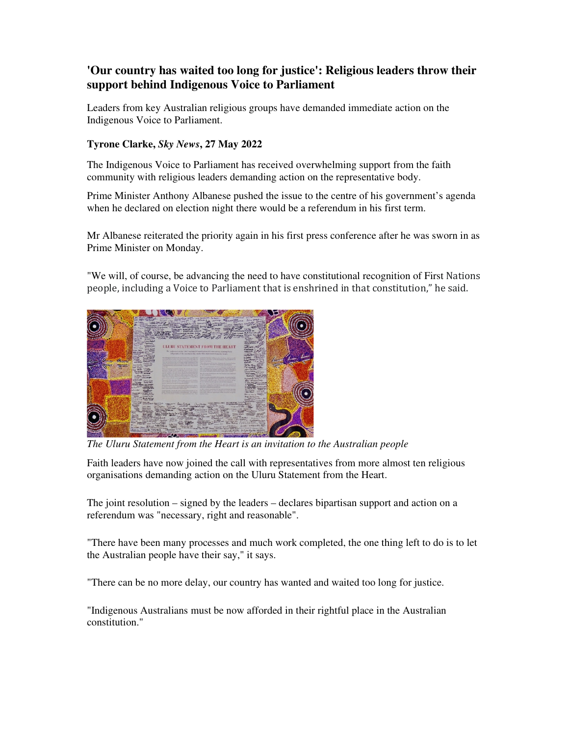# 'Our country has waited too long for justice': Religious leaders throw their support behind Indigenous Voice to Parliament

Leaders from key Australian religious groups have demanded immediate action on the Indigenous Voice to Parliament.

**Tyrone Clarke, *Sky News*, 27 May 2022**

The Indigenous Voice to Parliament has received overwhelming support from the faith community with religious leaders demanding action on the representative body.

Prime Minister Anthony Albanese pushed the issue to the centre of his government's agenda when he declared on election night there would be a referendum in his first term.

Mr Albanese reiterated the priority again in his first press conference after he was sworn in as Prime Minister on Monday.

"We will, of course, be advancing the need to have constitutional recognition of First Nations people, including a Voice to Parliament that is enshrined in that constitution," he said.

*The Uluru Statement from the Heart is an invitation to the Australian people*

Faith leaders have now joined the call with representatives from more almost ten religious organisations demanding action on the Uluru Statement from the Heart.

The joint resolution – signed by the leaders – declares bipartisan support and action on a referendum was "necessary, right and reasonable".

"There have been many processes and much work completed, the one thing left to do is to let the Australian people have their say," it says.

"There can be no more delay, our country has wanted and waited too long for justice.

"Indigenous Australians must be now afforded in their rightful place in the Australian constitution."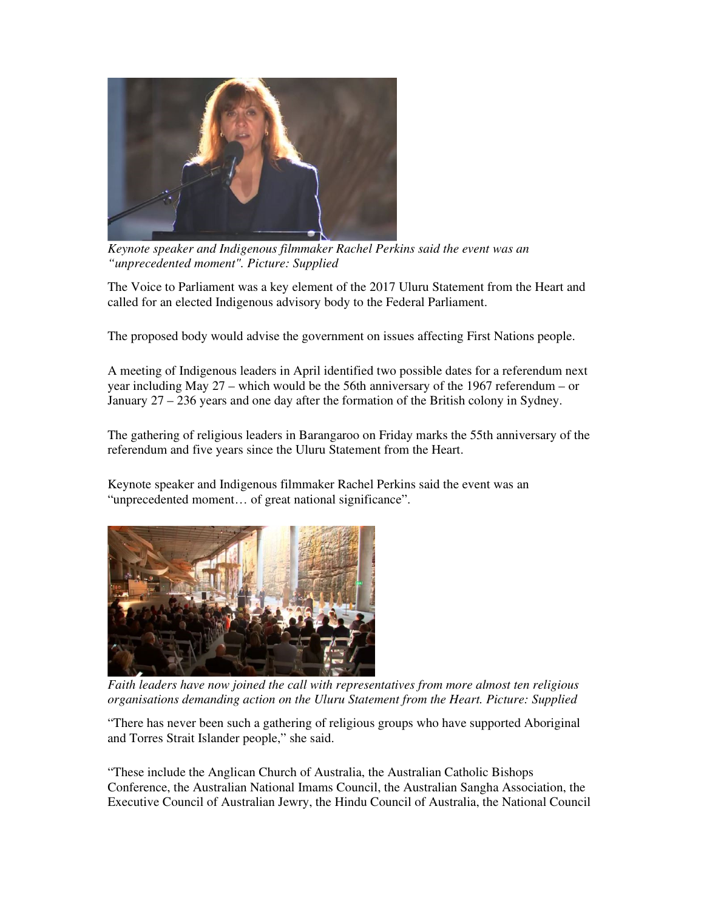*Keynote speaker and Indigenous filmmaker Rachel Perkins said the event was an "unprecedented moment". Picture: Supplied*

The Voice to Parliament was a key element of the 2017 Uluru Statement from the Heart and called for an elected Indigenous advisory body to the Federal Parliament.

The proposed body would advise the government on issues affecting First Nations people.

A meeting of Indigenous leaders in April identified two possible dates for a referendum next year including May 27 – which would be the 56th anniversary of the 1967 referendum – or January 27 – 236 years and one day after the formation of the British colony in Sydney.

The gathering of religious leaders in Barangaroo on Friday marks the 55th anniversary of the referendum and five years since the Uluru Statement from the Heart.

Keynote speaker and Indigenous filmmaker Rachel Perkins said the event was an "unprecedented moment… of great national significance".

*Faith leaders have now joined the call with representatives from more almost ten religious organisations demanding action on the Uluru Statement from the Heart. Picture: Supplied*

"There has never been such a gathering of religious groups who have supported Aboriginal and Torres Strait Islander people," she said.

"These include the Anglican Church of Australia, the Australian Catholic Bishops Conference, the Australian National Imams Council, the Australian Sangha Association, the Executive Council of Australian Jewry, the Hindu Council of Australia, the National Council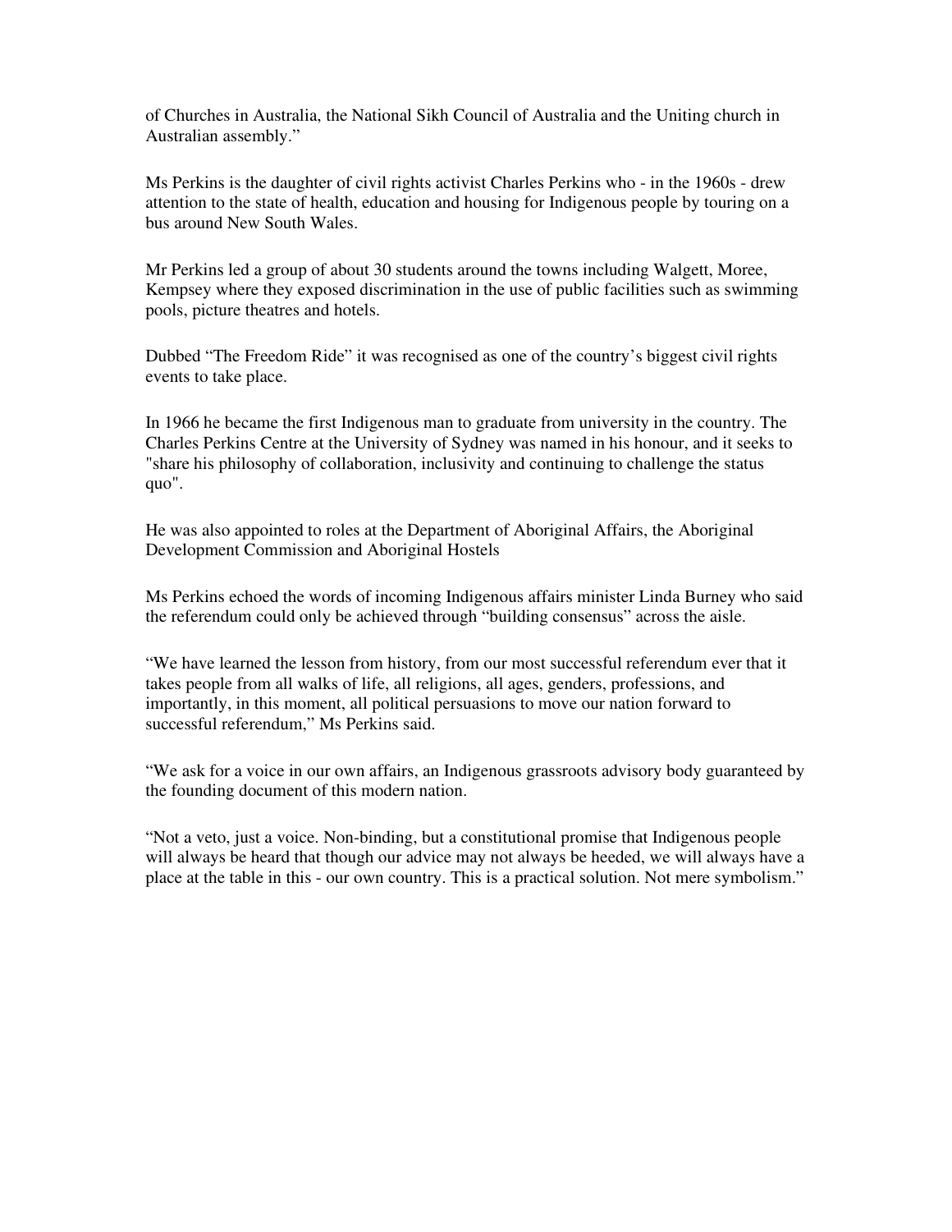of Churches in Australia, the National Sikh Council of Australia and the Uniting church in Australian assembly."

Ms Perkins is the daughter of civil rights activist Charles Perkins who - in the 1960s - drew attention to the state of health, education and housing for Indigenous people by touring on a bus around New South Wales.

Mr Perkins led a group of about 30 students around the towns including Walgett, Moree, Kempsey where they exposed discrimination in the use of public facilities such as swimming pools, picture theatres and hotels.

Dubbed "The Freedom Ride" it was recognised as one of the country's biggest civil rights events to take place.

In 1966 he became the first Indigenous man to graduate from university in the country. The Charles Perkins Centre at the University of Sydney was named in his honour, and it seeks to "share his philosophy of collaboration, inclusivity and continuing to challenge the status quo".

He was also appointed to roles at the Department of Aboriginal Affairs, the Aboriginal Development Commission and Aboriginal Hostels

Ms Perkins echoed the words of incoming Indigenous affairs minister Linda Burney who said the referendum could only be achieved through "building consensus" across the aisle.

"We have learned the lesson from history, from our most successful referendum ever that it takes people from all walks of life, all religions, all ages, genders, professions, and importantly, in this moment, all political persuasions to move our nation forward to successful referendum," Ms Perkins said.

"We ask for a voice in our own affairs, an Indigenous grassroots advisory body guaranteed by the founding document of this modern nation.

"Not a veto, just a voice. Non-binding, but a constitutional promise that Indigenous people will always be heard that though our advice may not always be heeded, we will always have a place at the table in this - our own country. This is a practical solution. Not mere symbolism."